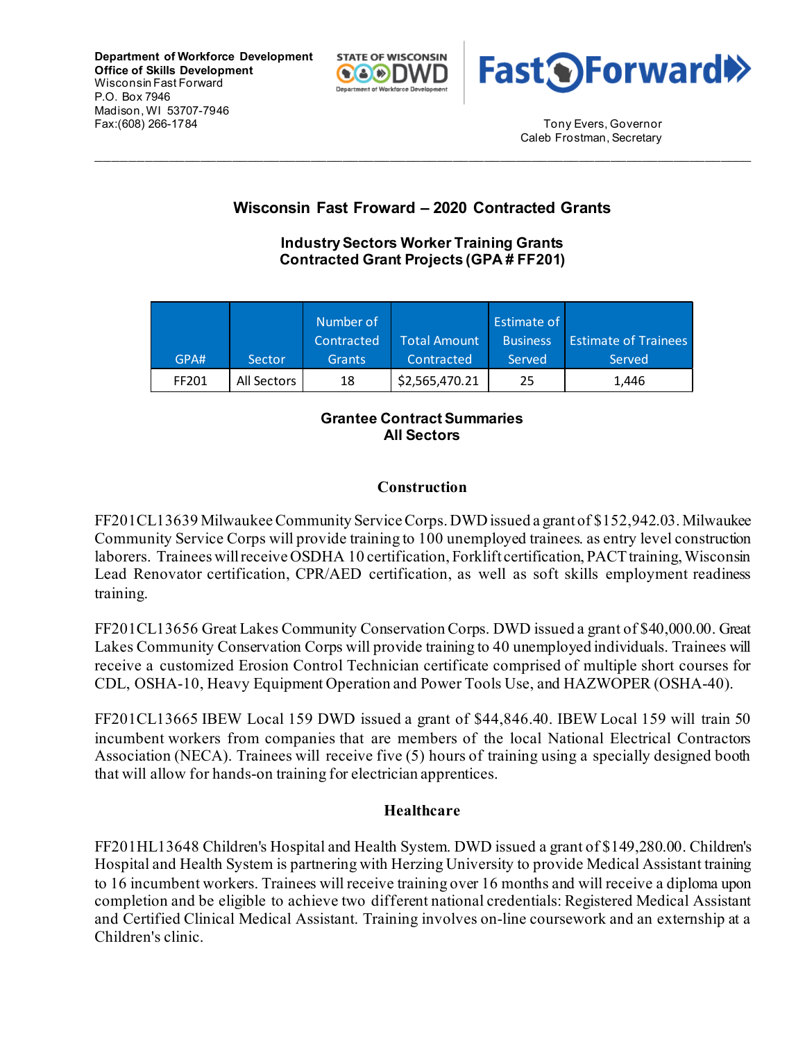**Department of Workforce Development**
**Office of Skills Development**
Wisconsin Fast Forward
P.O. Box 7946
Madison, WI 53707-7946
Fax:(608) 266-1784

Tony Evers, Governor
Caleb Frostman, Secretary

---

## Wisconsin Fast Froward – 2020 Contracted Grants

### Industry Sectors Worker Training Grants
### Contracted Grant Projects (GPA # FF201)

| GPA# | Sector | Number of Contracted Grants | Total Amount Contracted | Estimate of Business Served | Estimate of Trainees Served |
|---|---|---|---|---|---|
| FF201 | All Sectors | 18 | $2,565,470.21 | 25 | 1,446 |

### Grantee Contract Summaries
### All Sectors

#### Construction

FF201CL13639 Milwaukee Community Service Corps. DWD issued a grant of $152,942.03. Milwaukee Community Service Corps will provide training to 100 unemployed trainees. as entry level construction laborers. Trainees will receive OSDHA 10 certification, Forklift certification, PACT training, Wisconsin Lead Renovator certification, CPR/AED certification, as well as soft skills employment readiness training.

FF201CL13656 Great Lakes Community Conservation Corps. DWD issued a grant of $40,000.00. Great Lakes Community Conservation Corps will provide training to 40 unemployed individuals. Trainees will receive a customized Erosion Control Technician certificate comprised of multiple short courses for CDL, OSHA-10, Heavy Equipment Operation and Power Tools Use, and HAZWOPER (OSHA-40).

FF201CL13665 IBEW Local 159 DWD issued a grant of $44,846.40. IBEW Local 159 will train 50 incumbent workers from companies that are members of the local National Electrical Contractors Association (NECA). Trainees will receive five (5) hours of training using a specially designed booth that will allow for hands-on training for electrician apprentices.

#### Healthcare

FF201HL13648 Children's Hospital and Health System. DWD issued a grant of $149,280.00. Children's Hospital and Health System is partnering with Herzing University to provide Medical Assistant training to 16 incumbent workers. Trainees will receive training over 16 months and will receive a diploma upon completion and be eligible to achieve two different national credentials: Registered Medical Assistant and Certified Clinical Medical Assistant. Training involves on-line coursework and an externship at a Children's clinic.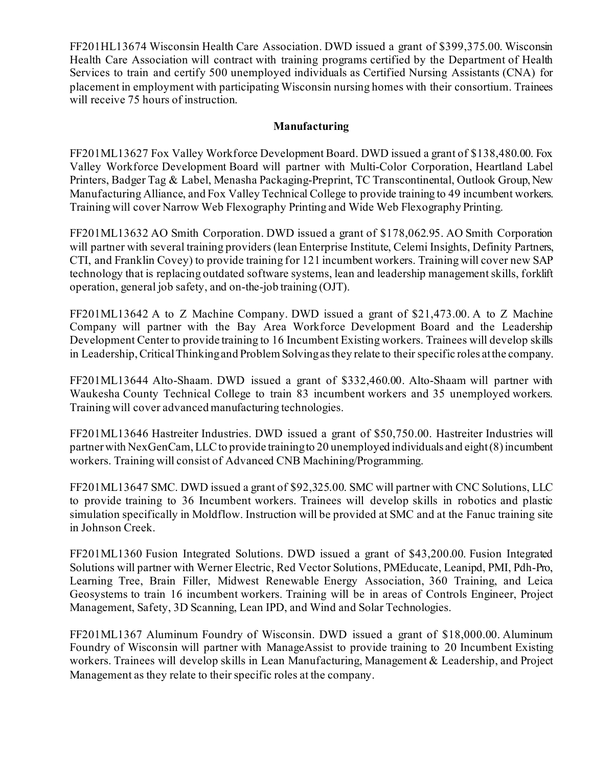FF201HL13674 Wisconsin Health Care Association. DWD issued a grant of $399,375.00. Wisconsin Health Care Association will contract with training programs certified by the Department of Health Services to train and certify 500 unemployed individuals as Certified Nursing Assistants (CNA) for placement in employment with participating Wisconsin nursing homes with their consortium. Trainees will receive 75 hours of instruction.

## Manufacturing

FF201ML13627 Fox Valley Workforce Development Board. DWD issued a grant of $138,480.00. Fox Valley Workforce Development Board will partner with Multi-Color Corporation, Heartland Label Printers, Badger Tag & Label, Menasha Packaging-Preprint, TC Transcontinental, Outlook Group, New Manufacturing Alliance, and Fox Valley Technical College to provide training to 49 incumbent workers. Training will cover Narrow Web Flexography Printing and Wide Web Flexography Printing.

FF201ML13632 AO Smith Corporation. DWD issued a grant of $178,062.95. AO Smith Corporation will partner with several training providers (lean Enterprise Institute, Celemi Insights, Definity Partners, CTI, and Franklin Covey) to provide training for 121 incumbent workers. Training will cover new SAP technology that is replacing outdated software systems, lean and leadership management skills, forklift operation, general job safety, and on-the-job training (OJT).

FF201ML13642 A to Z Machine Company. DWD issued a grant of $21,473.00. A to Z Machine Company will partner with the Bay Area Workforce Development Board and the Leadership Development Center to provide training to 16 Incumbent Existing workers. Trainees will develop skills in Leadership, Critical Thinking and Problem Solving as they relate to their specific roles at the company.

FF201ML13644 Alto-Shaam. DWD issued a grant of $332,460.00. Alto-Shaam will partner with Waukesha County Technical College to train 83 incumbent workers and 35 unemployed workers. Training will cover advanced manufacturing technologies.

FF201ML13646 Hastreiter Industries. DWD issued a grant of $50,750.00. Hastreiter Industries will partner with NexGenCam, LLC to provide training to 20 unemployed individuals and eight (8) incumbent workers. Training will consist of Advanced CNB Machining/Programming.

FF201ML13647 SMC. DWD issued a grant of $92,325.00. SMC will partner with CNC Solutions, LLC to provide training to 36 Incumbent workers. Trainees will develop skills in robotics and plastic simulation specifically in Moldflow. Instruction will be provided at SMC and at the Fanuc training site in Johnson Creek.

FF201ML1360 Fusion Integrated Solutions. DWD issued a grant of $43,200.00. Fusion Integrated Solutions will partner with Werner Electric, Red Vector Solutions, PMEducate, Leanipd, PMI, Pdh-Pro, Learning Tree, Brain Filler, Midwest Renewable Energy Association, 360 Training, and Leica Geosystems to train 16 incumbent workers. Training will be in areas of Controls Engineer, Project Management, Safety, 3D Scanning, Lean IPD, and Wind and Solar Technologies.

FF201ML1367 Aluminum Foundry of Wisconsin. DWD issued a grant of $18,000.00. Aluminum Foundry of Wisconsin will partner with ManageAssist to provide training to 20 Incumbent Existing workers. Trainees will develop skills in Lean Manufacturing, Management & Leadership, and Project Management as they relate to their specific roles at the company.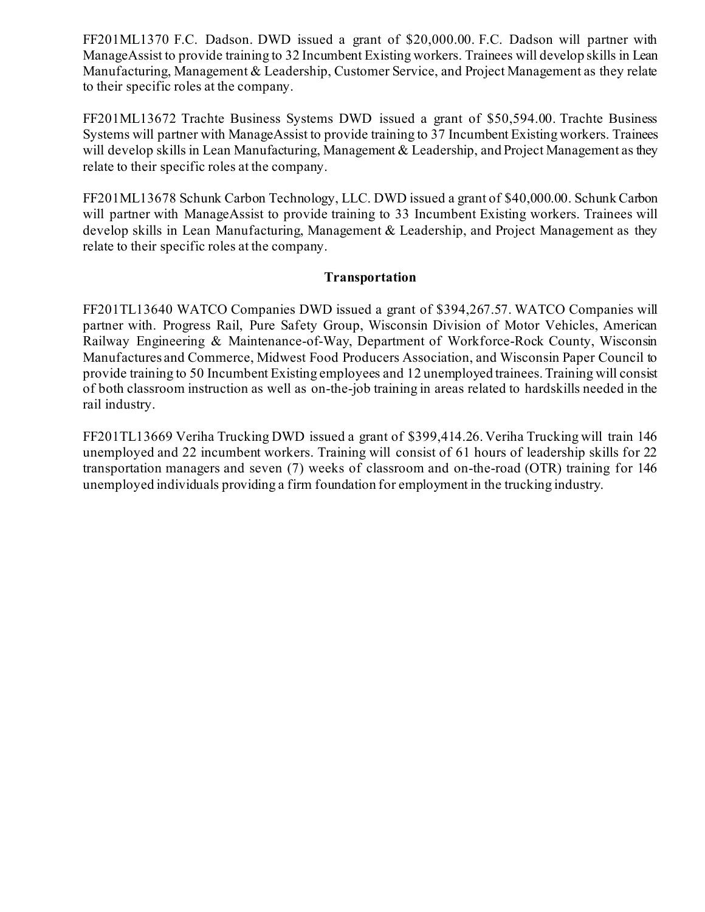FF201ML1370 F.C. Dadson. DWD issued a grant of $20,000.00. F.C. Dadson will partner with ManageAssist to provide training to 32 Incumbent Existing workers. Trainees will develop skills in Lean Manufacturing, Management & Leadership, Customer Service, and Project Management as they relate to their specific roles at the company.

FF201ML13672 Trachte Business Systems DWD issued a grant of $50,594.00. Trachte Business Systems will partner with ManageAssist to provide training to 37 Incumbent Existing workers. Trainees will develop skills in Lean Manufacturing, Management & Leadership, and Project Management as they relate to their specific roles at the company.

FF201ML13678 Schunk Carbon Technology, LLC. DWD issued a grant of $40,000.00. Schunk Carbon will partner with ManageAssist to provide training to 33 Incumbent Existing workers. Trainees will develop skills in Lean Manufacturing, Management & Leadership, and Project Management as they relate to their specific roles at the company.

**Transportation**

FF201TL13640 WATCO Companies DWD issued a grant of $394,267.57. WATCO Companies will partner with. Progress Rail, Pure Safety Group, Wisconsin Division of Motor Vehicles, American Railway Engineering & Maintenance-of-Way, Department of Workforce-Rock County, Wisconsin Manufactures and Commerce, Midwest Food Producers Association, and Wisconsin Paper Council to provide training to 50 Incumbent Existing employees and 12 unemployed trainees. Training will consist of both classroom instruction as well as on-the-job training in areas related to hardskills needed in the rail industry.

FF201TL13669 Veriha Trucking DWD issued a grant of $399,414.26. Veriha Trucking will train 146 unemployed and 22 incumbent workers. Training will consist of 61 hours of leadership skills for 22 transportation managers and seven (7) weeks of classroom and on-the-road (OTR) training for 146 unemployed individuals providing a firm foundation for employment in the trucking industry.